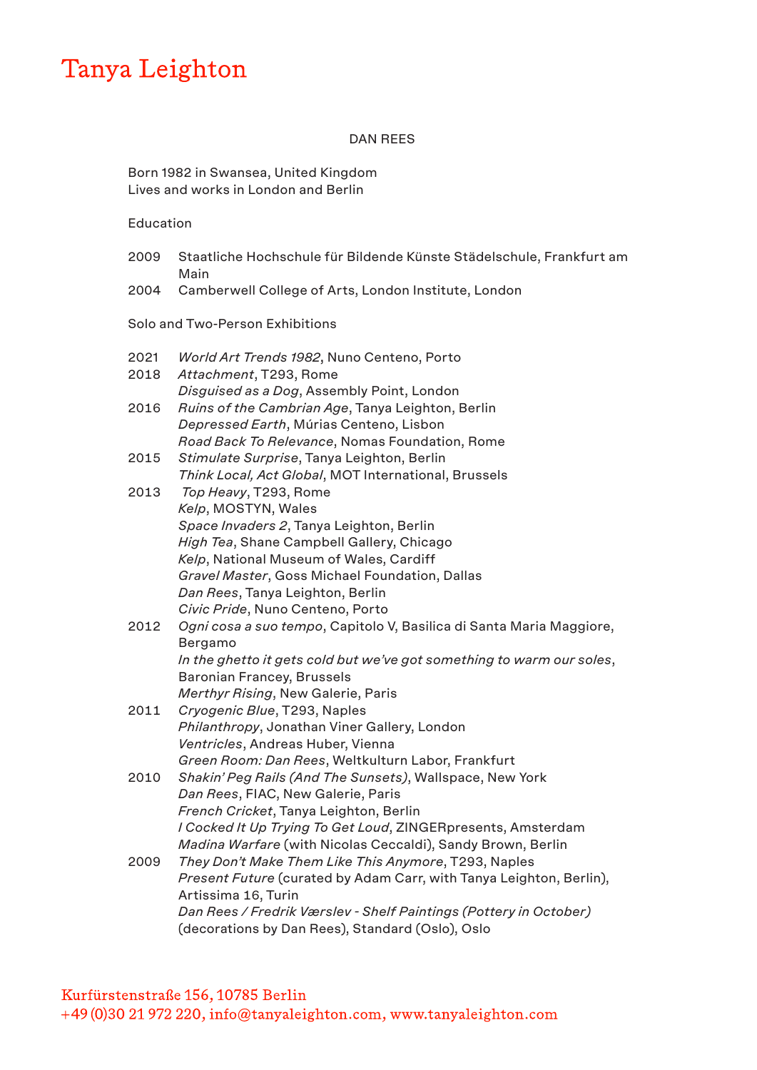# Tanya Leighton

## DAN REES

Born 1982 in Swansea, United Kingdom
Lives and works in London and Berlin

### Education

2009 Staatliche Hochschule für Bildende Künste Städelschule, Frankfurt am Main
2004 Camberwell College of Arts, London Institute, London

### Solo and Two-Person Exhibitions

2021 *World Art Trends 1982*, Nuno Centeno, Porto
2018 *Attachment*, T293, Rome
*Disguised as a Dog*, Assembly Point, London
2016 *Ruins of the Cambrian Age*, Tanya Leighton, Berlin
*Depressed Earth*, Múrias Centeno, Lisbon
*Road Back To Relevance*, Nomas Foundation, Rome
2015 *Stimulate Surprise*, Tanya Leighton, Berlin
*Think Local, Act Global*, MOT International, Brussels
2013 *Top Heavy*, T293, Rome
*Kelp*, MOSTYN, Wales
*Space Invaders 2*, Tanya Leighton, Berlin
*High Tea*, Shane Campbell Gallery, Chicago
*Kelp*, National Museum of Wales, Cardiff
*Gravel Master*, Goss Michael Foundation, Dallas
*Dan Rees*, Tanya Leighton, Berlin
*Civic Pride*, Nuno Centeno, Porto
2012 *Ogni cosa a suo tempo*, Capitolo V, Basilica di Santa Maria Maggiore, Bergamo
*In the ghetto it gets cold but we've got something to warm our soles*, Baronian Francey, Brussels
*Merthyr Rising*, New Galerie, Paris
2011 *Cryogenic Blue*, T293, Naples
*Philanthropy*, Jonathan Viner Gallery, London
*Ventricles*, Andreas Huber, Vienna
*Green Room: Dan Rees*, Weltkulturn Labor, Frankfurt
2010 *Shakin' Peg Rails (And The Sunsets)*, Wallspace, New York
*Dan Rees*, FIAC, New Galerie, Paris
*French Cricket*, Tanya Leighton, Berlin
*I Cocked It Up Trying To Get Loud*, ZINGERpresents, Amsterdam
*Madina Warfare* (with Nicolas Ceccaldi), Sandy Brown, Berlin
2009 *They Don't Make Them Like This Anymore*, T293, Naples
*Present Future* (curated by Adam Carr, with Tanya Leighton, Berlin), Artissima 16, Turin
*Dan Rees / Fredrik Værslev - Shelf Paintings (Pottery in October)* (decorations by Dan Rees), Standard (Oslo), Oslo

Kurfürstenstraße 156, 10785 Berlin
+49 (0)30 21 972 220, info@tanyaleighton.com, www.tanyaleighton.com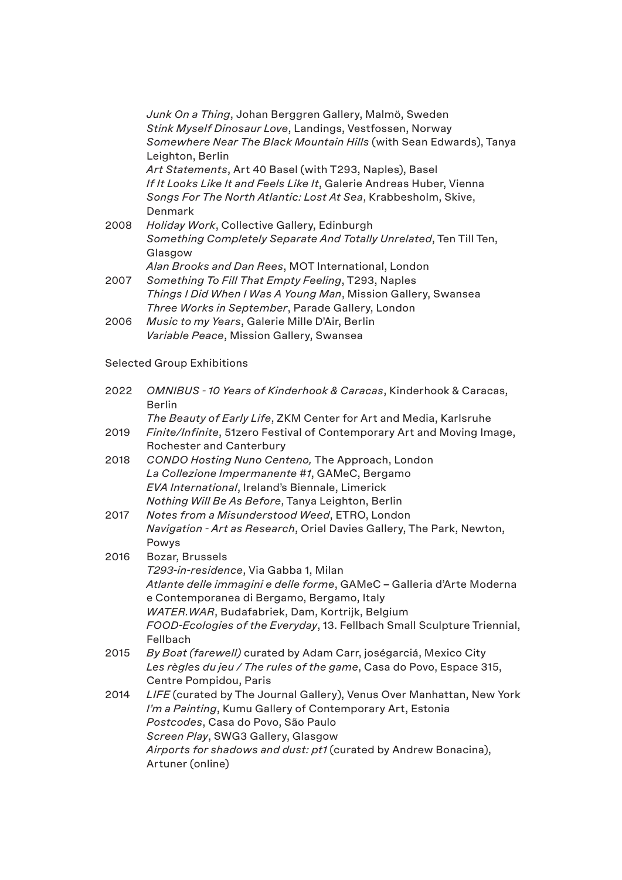*Junk On a Thing*, Johan Berggren Gallery, Malmö, Sweden
*Stink Myself Dinosaur Love*, Landings, Vestfossen, Norway
*Somewhere Near The Black Mountain Hills* (with Sean Edwards), Tanya Leighton, Berlin
*Art Statements*, Art 40 Basel (with T293, Naples), Basel
*If It Looks Like It and Feels Like It*, Galerie Andreas Huber, Vienna
*Songs For The North Atlantic: Lost At Sea*, Krabbesholm, Skive, Denmark

2008 *Holiday Work*, Collective Gallery, Edinburgh
*Something Completely Separate And Totally Unrelated*, Ten Till Ten, Glasgow
*Alan Brooks and Dan Rees*, MOT International, London

2007 *Something To Fill That Empty Feeling*, T293, Naples
*Things I Did When I Was A Young Man*, Mission Gallery, Swansea
*Three Works in September*, Parade Gallery, London

2006 *Music to my Years*, Galerie Mille D'Air, Berlin
*Variable Peace*, Mission Gallery, Swansea

Selected Group Exhibitions

2022 *OMNIBUS - 10 Years of Kinderhook & Caracas*, Kinderhook & Caracas, Berlin
*The Beauty of Early Life*, ZKM Center for Art and Media, Karlsruhe

2019 *Finite/Infinite*, 51zero Festival of Contemporary Art and Moving Image, Rochester and Canterbury

2018 *CONDO Hosting Nuno Centeno,* The Approach, London
*La Collezione Impermanente #1*, GAMeC, Bergamo
*EVA International*, Ireland's Biennale, Limerick
*Nothing Will Be As Before*, Tanya Leighton, Berlin

2017 *Notes from a Misunderstood Weed*, ETRO, London
*Navigation - Art as Research*, Oriel Davies Gallery, The Park, Newton, Powys

2016 Bozar, Brussels
*T293-in-residence*, Via Gabba 1, Milan
*Atlante delle immagini e delle forme*, GAMeC – Galleria d'Arte Moderna e Contemporanea di Bergamo, Bergamo, Italy
*WATER.WAR*, Budafabriek, Dam, Kortrijk, Belgium
*FOOD-Ecologies of the Everyday*, 13. Fellbach Small Sculpture Triennial, Fellbach

2015 *By Boat (farewell)* curated by Adam Carr, joségarciá, Mexico City
*Les règles du jeu / The rules of the game*, Casa do Povo, Espace 315, Centre Pompidou, Paris

2014 *LIFE* (curated by The Journal Gallery), Venus Over Manhattan, New York
*I'm a Painting*, Kumu Gallery of Contemporary Art, Estonia
*Postcodes*, Casa do Povo, São Paulo
*Screen Play*, SWG3 Gallery, Glasgow
*Airports for shadows and dust: pt1* (curated by Andrew Bonacina), Artuner (online)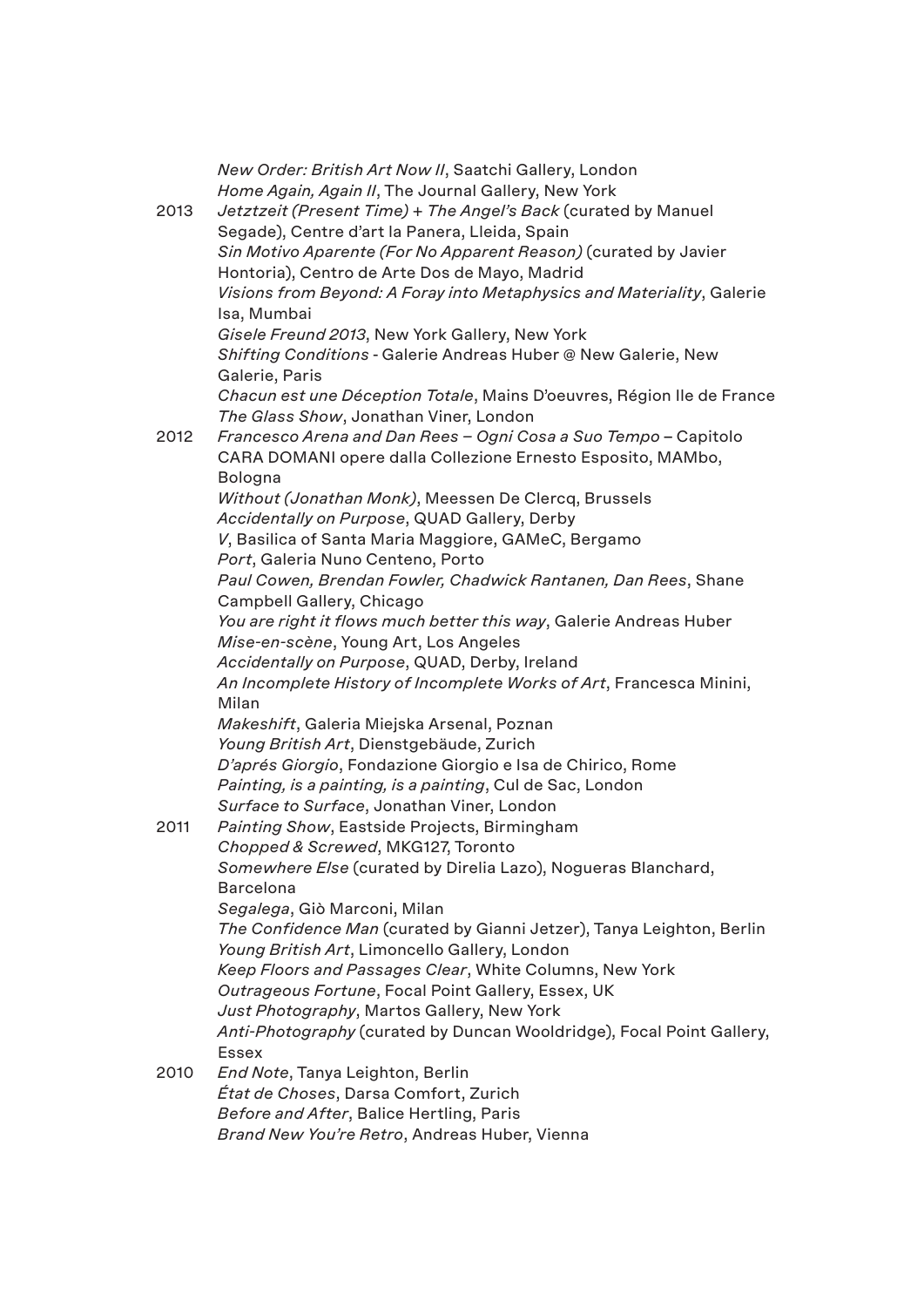*New Order: British Art Now II*, Saatchi Gallery, London
*Home Again, Again II*, The Journal Gallery, New York

2013 *Jetztzeit (Present Time) + The Angel's Back* (curated by Manuel Segade), Centre d'art la Panera, Lleida, Spain
*Sin Motivo Aparente (For No Apparent Reason)* (curated by Javier Hontoria), Centro de Arte Dos de Mayo, Madrid
*Visions from Beyond: A Foray into Metaphysics and Materiality*, Galerie Isa, Mumbai
*Gisele Freund 2013*, New York Gallery, New York
*Shifting Conditions* - Galerie Andreas Huber @ New Galerie, New Galerie, Paris
*Chacun est une Déception Totale*, Mains D'oeuvres, Région Ile de France
*The Glass Show*, Jonathan Viner, London

2012 *Francesco Arena and Dan Rees – Ogni Cosa a Suo Tempo* – Capitolo CARA DOMANI opere dalla Collezione Ernesto Esposito, MAMbo, Bologna
*Without (Jonathan Monk)*, Meessen De Clercq, Brussels
*Accidentally on Purpose*, QUAD Gallery, Derby
*V*, Basilica of Santa Maria Maggiore, GAMeC, Bergamo
*Port*, Galeria Nuno Centeno, Porto
*Paul Cowen, Brendan Fowler, Chadwick Rantanen, Dan Rees*, Shane Campbell Gallery, Chicago
*You are right it flows much better this way*, Galerie Andreas Huber
*Mise-en-scène*, Young Art, Los Angeles
*Accidentally on Purpose*, QUAD, Derby, Ireland
*An Incomplete History of Incomplete Works of Art*, Francesca Minini, Milan
*Makeshift*, Galeria Miejska Arsenal, Poznan
*Young British Art*, Dienstgebäude, Zurich
*D'aprés Giorgio*, Fondazione Giorgio e Isa de Chirico, Rome
*Painting, is a painting, is a painting*, Cul de Sac, London
*Surface to Surface*, Jonathan Viner, London

2011 *Painting Show*, Eastside Projects, Birmingham
*Chopped & Screwed*, MKG127, Toronto
*Somewhere Else* (curated by Direlia Lazo), Nogueras Blanchard, Barcelona
*Segalega*, Giò Marconi, Milan
*The Confidence Man* (curated by Gianni Jetzer), Tanya Leighton, Berlin
*Young British Art*, Limoncello Gallery, London
*Keep Floors and Passages Clear*, White Columns, New York
*Outrageous Fortune*, Focal Point Gallery, Essex, UK
*Just Photography*, Martos Gallery, New York
*Anti-Photography* (curated by Duncan Wooldridge), Focal Point Gallery, Essex

2010 *End Note*, Tanya Leighton, Berlin
*État de Choses*, Darsa Comfort, Zurich
*Before and After*, Balice Hertling, Paris
*Brand New You're Retro*, Andreas Huber, Vienna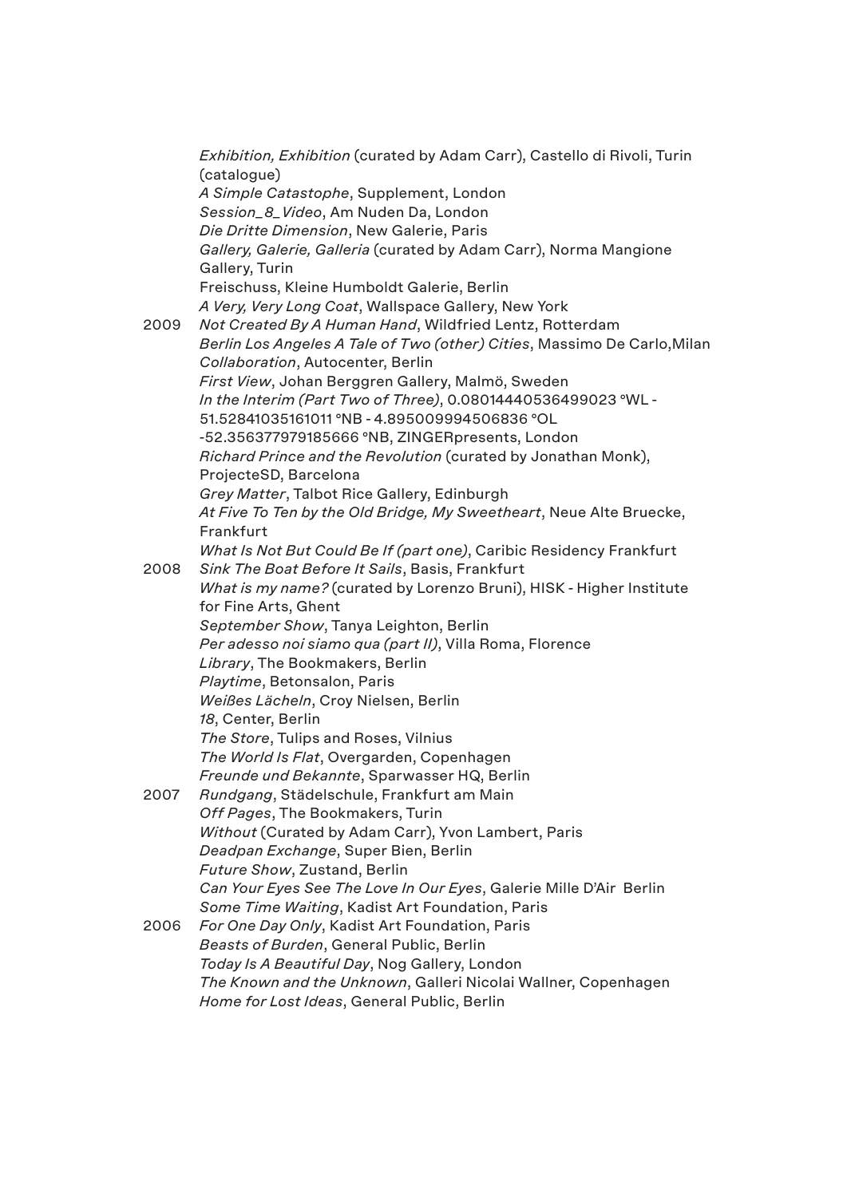*Exhibition, Exhibition* (curated by Adam Carr), Castello di Rivoli, Turin (catalogue)
*A Simple Catastophe*, Supplement, London
*Session_8_Video*, Am Nuden Da, London
*Die Dritte Dimension*, New Galerie, Paris
*Gallery, Galerie, Galleria* (curated by Adam Carr), Norma Mangione Gallery, Turin
Freischuss, Kleine Humboldt Galerie, Berlin
*A Very, Very Long Coat*, Wallspace Gallery, New York

2009 *Not Created By A Human Hand*, Wildfried Lentz, Rotterdam
*Berlin Los Angeles A Tale of Two (other) Cities*, Massimo De Carlo,Milan
*Collaboration*, Autocenter, Berlin
*First View*, Johan Berggren Gallery, Malmö, Sweden
*In the Interim (Part Two of Three)*, 0.08014440536499023 °WL - 51.52841035161011 °NB - 4.895009994506836 °OL -52.356377979185666 °NB, ZINGERpresents, London
*Richard Prince and the Revolution* (curated by Jonathan Monk), ProjecteSD, Barcelona
*Grey Matter*, Talbot Rice Gallery, Edinburgh
*At Five To Ten by the Old Bridge, My Sweetheart*, Neue Alte Bruecke, Frankfurt
*What Is Not But Could Be If (part one)*, Caribic Residency Frankfurt

2008 *Sink The Boat Before It Sails*, Basis, Frankfurt
*What is my name?* (curated by Lorenzo Bruni), HISK - Higher Institute for Fine Arts, Ghent
*September Show*, Tanya Leighton, Berlin
*Per adesso noi siamo qua (part II)*, Villa Roma, Florence
*Library*, The Bookmakers, Berlin
*Playtime*, Betonsalon, Paris
*Weißes Lächeln*, Croy Nielsen, Berlin
*18*, Center, Berlin
*The Store*, Tulips and Roses, Vilnius
*The World Is Flat*, Overgarden, Copenhagen
*Freunde und Bekannte*, Sparwasser HQ, Berlin

2007 *Rundgang*, Städelschule, Frankfurt am Main
*Off Pages*, The Bookmakers, Turin
*Without* (Curated by Adam Carr), Yvon Lambert, Paris
*Deadpan Exchange*, Super Bien, Berlin
*Future Show*, Zustand, Berlin
*Can Your Eyes See The Love In Our Eyes*, Galerie Mille D'Air Berlin
*Some Time Waiting*, Kadist Art Foundation, Paris

2006 *For One Day Only*, Kadist Art Foundation, Paris
*Beasts of Burden*, General Public, Berlin
*Today Is A Beautiful Day*, Nog Gallery, London
*The Known and the Unknown*, Galleri Nicolai Wallner, Copenhagen
*Home for Lost Ideas*, General Public, Berlin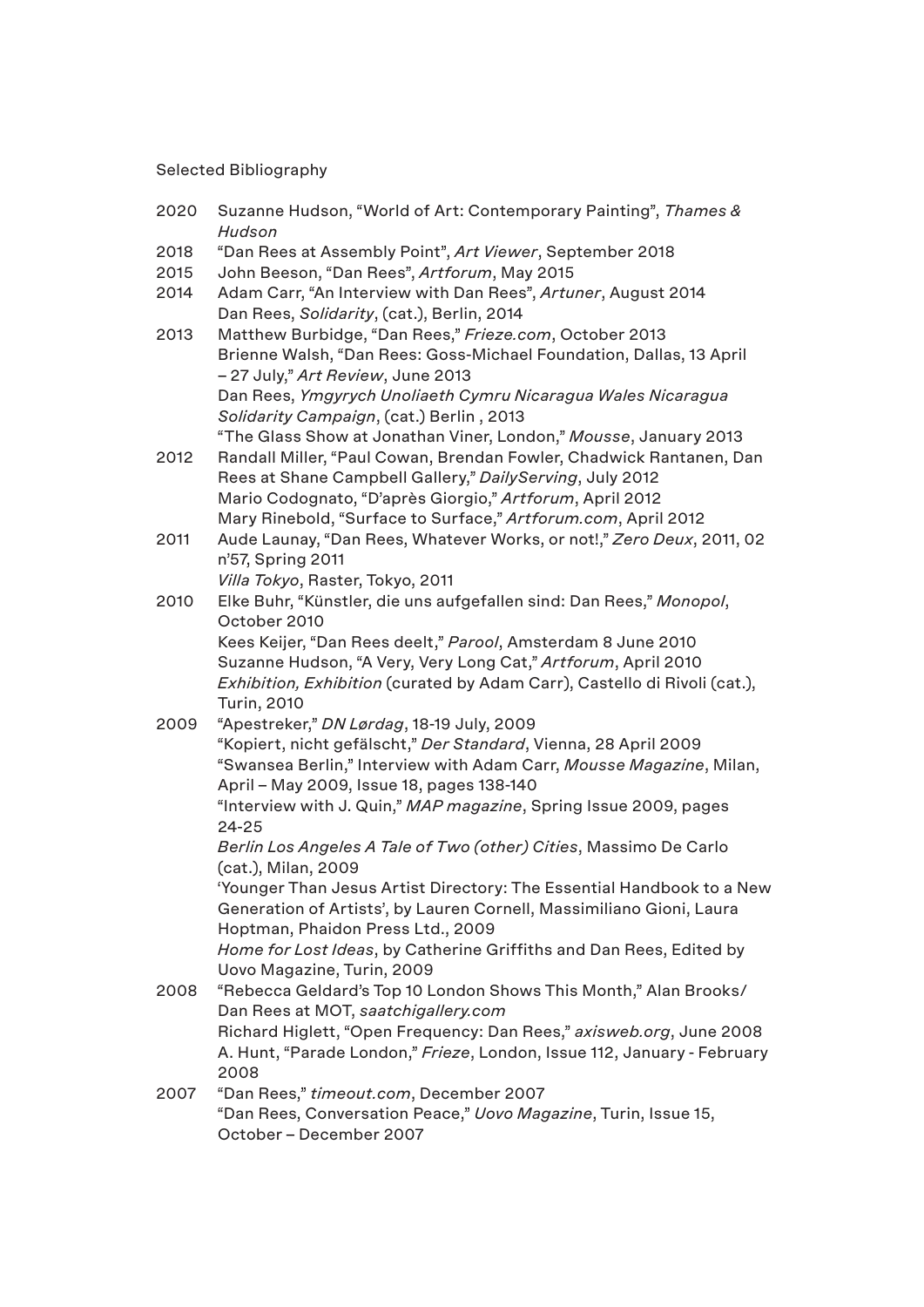Selected Bibliography

2020 Suzanne Hudson, "World of Art: Contemporary Painting", *Thames & Hudson*

2018 "Dan Rees at Assembly Point", *Art Viewer*, September 2018

2015 John Beeson, "Dan Rees", *Artforum*, May 2015

2014 Adam Carr, "An Interview with Dan Rees", *Artuner*, August 2014
Dan Rees, *Solidarity*, (cat.), Berlin, 2014

2013 Matthew Burbidge, "Dan Rees," *Frieze.com*, October 2013
Brienne Walsh, "Dan Rees: Goss-Michael Foundation, Dallas, 13 April – 27 July," *Art Review*, June 2013
Dan Rees, *Ymgyrych Unoliaeth Cymru Nicaragua Wales Nicaragua Solidarity Campaign*, (cat.) Berlin , 2013
"The Glass Show at Jonathan Viner, London," *Mousse*, January 2013

2012 Randall Miller, "Paul Cowan, Brendan Fowler, Chadwick Rantanen, Dan Rees at Shane Campbell Gallery," *DailyServing*, July 2012
Mario Codognato, "D'après Giorgio," *Artforum*, April 2012
Mary Rinebold, "Surface to Surface," *Artforum.com*, April 2012

2011 Aude Launay, "Dan Rees, Whatever Works, or not!," *Zero Deux*, 2011, 02 n'57, Spring 2011
*Villa Tokyo*, Raster, Tokyo, 2011

2010 Elke Buhr, "Künstler, die uns aufgefallen sind: Dan Rees," *Monopol*, October 2010
Kees Keijer, "Dan Rees deelt," *Parool*, Amsterdam 8 June 2010
Suzanne Hudson, "A Very, Very Long Cat," *Artforum*, April 2010
*Exhibition, Exhibition* (curated by Adam Carr), Castello di Rivoli (cat.), Turin, 2010

2009 "Apestreker," *DN Lørdag*, 18-19 July, 2009
"Kopiert, nicht gefälscht," *Der Standard*, Vienna, 28 April 2009
"Swansea Berlin," Interview with Adam Carr, *Mousse Magazine*, Milan, April – May 2009, Issue 18, pages 138-140
"Interview with J. Quin," *MAP magazine*, Spring Issue 2009, pages 24-25
*Berlin Los Angeles A Tale of Two (other) Cities*, Massimo De Carlo (cat.), Milan, 2009
'Younger Than Jesus Artist Directory: The Essential Handbook to a New Generation of Artists', by Lauren Cornell, Massimiliano Gioni, Laura Hoptman, Phaidon Press Ltd., 2009
*Home for Lost Ideas*, by Catherine Griffiths and Dan Rees, Edited by Uovo Magazine, Turin, 2009

2008 "Rebecca Geldard's Top 10 London Shows This Month," Alan Brooks/ Dan Rees at MOT, *saatchigallery.com*
Richard Higlett, "Open Frequency: Dan Rees," *axisweb.org*, June 2008
A. Hunt, "Parade London," *Frieze*, London, Issue 112, January - February 2008

2007 "Dan Rees," *timeout.com*, December 2007
"Dan Rees, Conversation Peace," *Uovo Magazine*, Turin, Issue 15, October – December 2007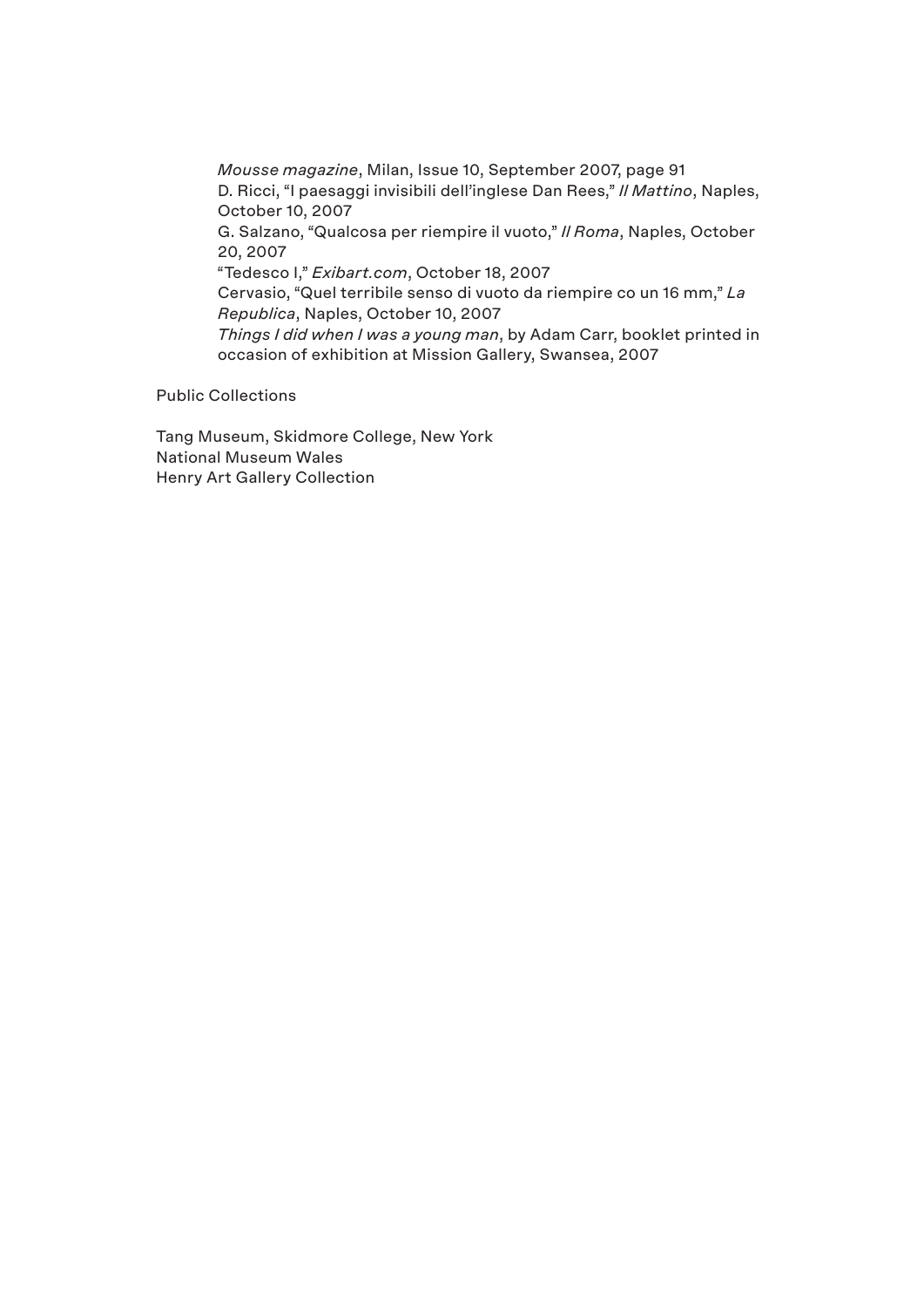*Mousse magazine*, Milan, Issue 10, September 2007, page 91
D. Ricci, "I paesaggi invisibili dell'inglese Dan Rees," *Il Mattino*, Naples, October 10, 2007
G. Salzano, "Qualcosa per riempire il vuoto," *Il Roma*, Naples, October 20, 2007
"Tedesco I," *Exibart.com*, October 18, 2007
Cervasio, "Quel terribile senso di vuoto da riempire co un 16 mm," *La Republica*, Naples, October 10, 2007
*Things I did when I was a young man*, by Adam Carr, booklet printed in occasion of exhibition at Mission Gallery, Swansea, 2007

Public Collections

Tang Museum, Skidmore College, New York
National Museum Wales
Henry Art Gallery Collection